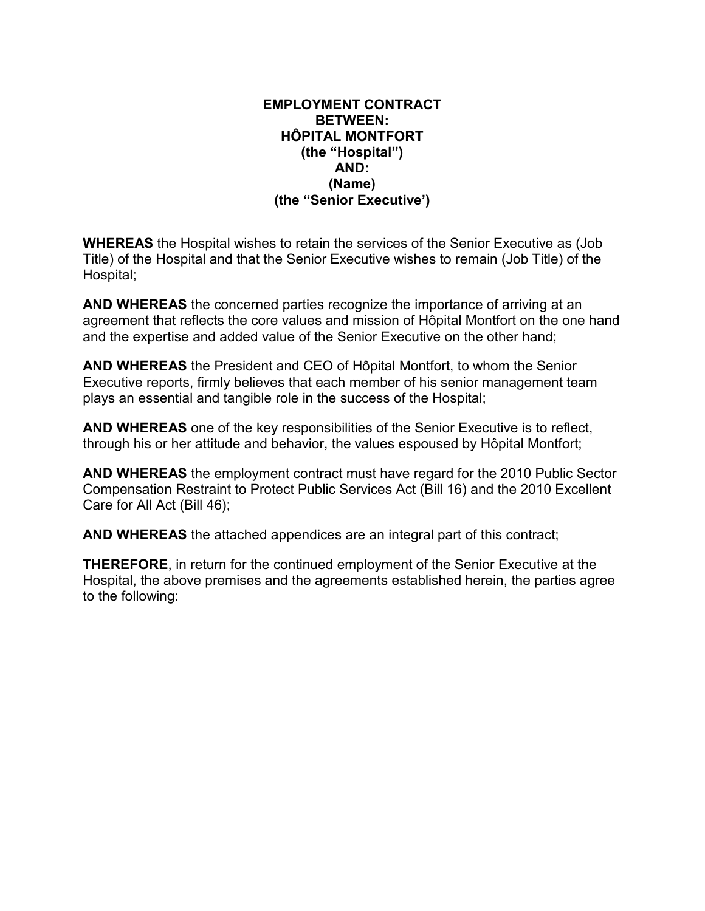**EMPLOYMENT CONTRACT**
**BETWEEN:**
**HÔPITAL MONTFORT**
**(the "Hospital")**
**AND:**
**(Name)**
**(the "Senior Executive')**

**WHEREAS** the Hospital wishes to retain the services of the Senior Executive as (Job Title) of the Hospital and that the Senior Executive wishes to remain (Job Title) of the Hospital;

**AND WHEREAS** the concerned parties recognize the importance of arriving at an agreement that reflects the core values and mission of Hôpital Montfort on the one hand and the expertise and added value of the Senior Executive on the other hand;

**AND WHEREAS** the President and CEO of Hôpital Montfort, to whom the Senior Executive reports, firmly believes that each member of his senior management team plays an essential and tangible role in the success of the Hospital;

**AND WHEREAS** one of the key responsibilities of the Senior Executive is to reflect, through his or her attitude and behavior, the values espoused by Hôpital Montfort;

**AND WHEREAS** the employment contract must have regard for the 2010 Public Sector Compensation Restraint to Protect Public Services Act (Bill 16) and the 2010 Excellent Care for All Act (Bill 46);

**AND WHEREAS** the attached appendices are an integral part of this contract;

**THEREFORE**, in return for the continued employment of the Senior Executive at the Hospital, the above premises and the agreements established herein, the parties agree to the following: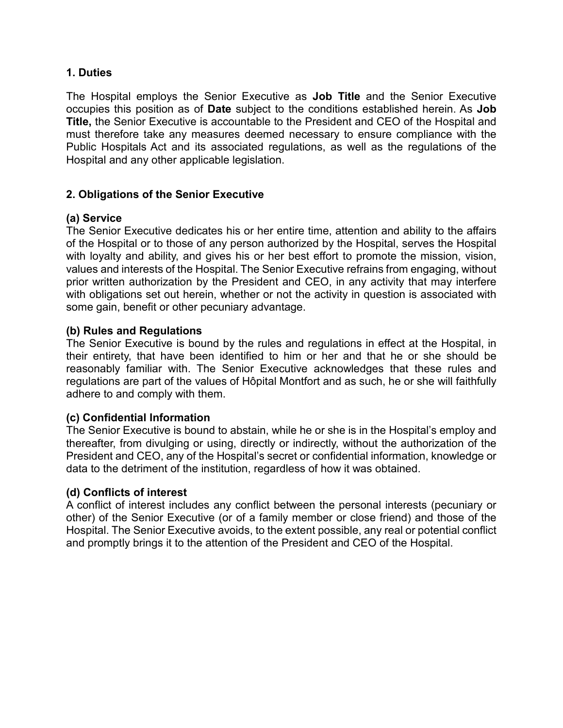## 1. Duties

The Hospital employs the Senior Executive as **Job Title** and the Senior Executive occupies this position as of **Date** subject to the conditions established herein. As **Job Title,** the Senior Executive is accountable to the President and CEO of the Hospital and must therefore take any measures deemed necessary to ensure compliance with the Public Hospitals Act and its associated regulations, as well as the regulations of the Hospital and any other applicable legislation.

## 2. Obligations of the Senior Executive

### (a) Service

The Senior Executive dedicates his or her entire time, attention and ability to the affairs of the Hospital or to those of any person authorized by the Hospital, serves the Hospital with loyalty and ability, and gives his or her best effort to promote the mission, vision, values and interests of the Hospital. The Senior Executive refrains from engaging, without prior written authorization by the President and CEO, in any activity that may interfere with obligations set out herein, whether or not the activity in question is associated with some gain, benefit or other pecuniary advantage.

### (b) Rules and Regulations

The Senior Executive is bound by the rules and regulations in effect at the Hospital, in their entirety, that have been identified to him or her and that he or she should be reasonably familiar with. The Senior Executive acknowledges that these rules and regulations are part of the values of Hôpital Montfort and as such, he or she will faithfully adhere to and comply with them.

### (c) Confidential Information

The Senior Executive is bound to abstain, while he or she is in the Hospital's employ and thereafter, from divulging or using, directly or indirectly, without the authorization of the President and CEO, any of the Hospital's secret or confidential information, knowledge or data to the detriment of the institution, regardless of how it was obtained.

### (d) Conflicts of interest

A conflict of interest includes any conflict between the personal interests (pecuniary or other) of the Senior Executive (or of a family member or close friend) and those of the Hospital. The Senior Executive avoids, to the extent possible, any real or potential conflict and promptly brings it to the attention of the President and CEO of the Hospital.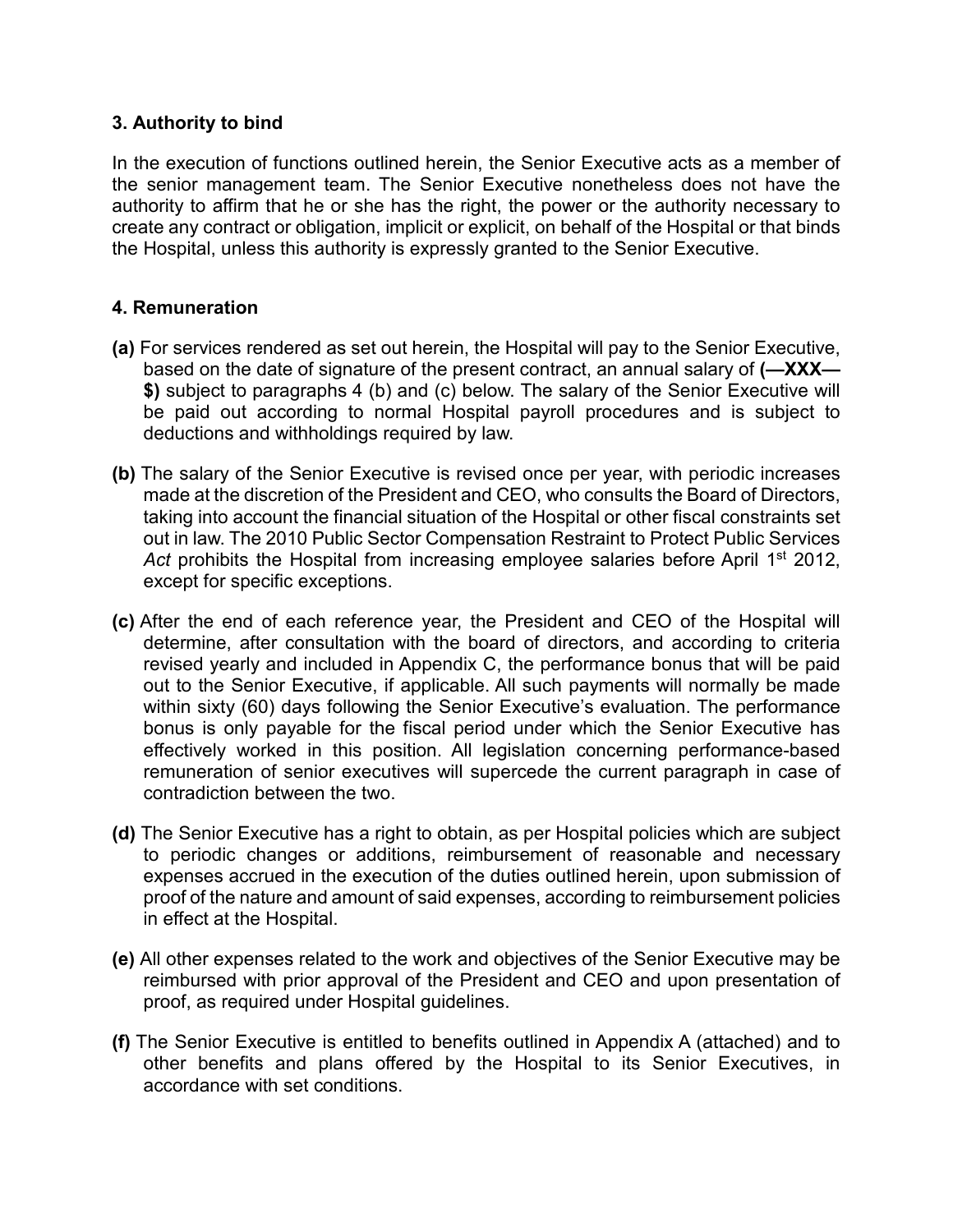## 3. Authority to bind

In the execution of functions outlined herein, the Senior Executive acts as a member of the senior management team. The Senior Executive nonetheless does not have the authority to affirm that he or she has the right, the power or the authority necessary to create any contract or obligation, implicit or explicit, on behalf of the Hospital or that binds the Hospital, unless this authority is expressly granted to the Senior Executive.

## 4. Remuneration

**(a)** For services rendered as set out herein, the Hospital will pay to the Senior Executive, based on the date of signature of the present contract, an annual salary of **(—XXX— $)** subject to paragraphs 4 (b) and (c) below. The salary of the Senior Executive will be paid out according to normal Hospital payroll procedures and is subject to deductions and withholdings required by law.

**(b)** The salary of the Senior Executive is revised once per year, with periodic increases made at the discretion of the President and CEO, who consults the Board of Directors, taking into account the financial situation of the Hospital or other fiscal constraints set out in law. The 2010 Public Sector Compensation Restraint to Protect Public Services *Act* prohibits the Hospital from increasing employee salaries before April 1st 2012, except for specific exceptions.

**(c)** After the end of each reference year, the President and CEO of the Hospital will determine, after consultation with the board of directors, and according to criteria revised yearly and included in Appendix C, the performance bonus that will be paid out to the Senior Executive, if applicable. All such payments will normally be made within sixty (60) days following the Senior Executive's evaluation. The performance bonus is only payable for the fiscal period under which the Senior Executive has effectively worked in this position. All legislation concerning performance-based remuneration of senior executives will supercede the current paragraph in case of contradiction between the two.

**(d)** The Senior Executive has a right to obtain, as per Hospital policies which are subject to periodic changes or additions, reimbursement of reasonable and necessary expenses accrued in the execution of the duties outlined herein, upon submission of proof of the nature and amount of said expenses, according to reimbursement policies in effect at the Hospital.

**(e)** All other expenses related to the work and objectives of the Senior Executive may be reimbursed with prior approval of the President and CEO and upon presentation of proof, as required under Hospital guidelines.

**(f)** The Senior Executive is entitled to benefits outlined in Appendix A (attached) and to other benefits and plans offered by the Hospital to its Senior Executives, in accordance with set conditions.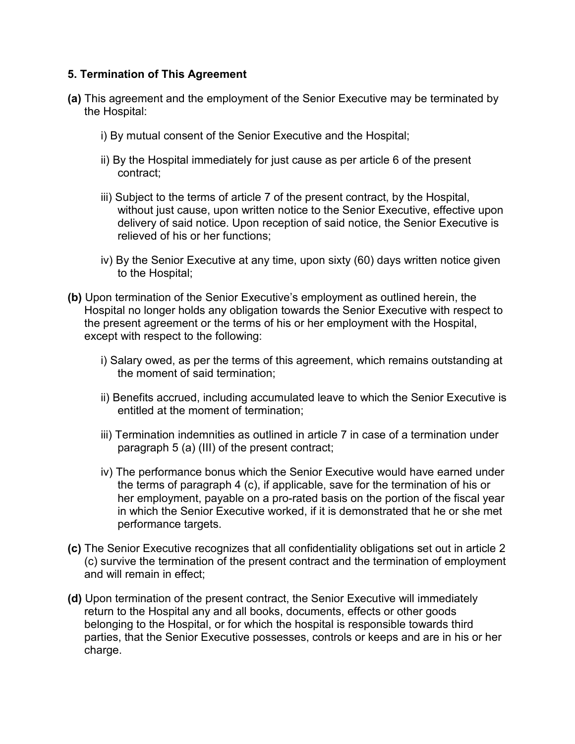### 5. Termination of This Agreement

**(a)** This agreement and the employment of the Senior Executive may be terminated by the Hospital:

i) By mutual consent of the Senior Executive and the Hospital;

ii) By the Hospital immediately for just cause as per article 6 of the present contract;

iii) Subject to the terms of article 7 of the present contract, by the Hospital, without just cause, upon written notice to the Senior Executive, effective upon delivery of said notice. Upon reception of said notice, the Senior Executive is relieved of his or her functions;

iv) By the Senior Executive at any time, upon sixty (60) days written notice given to the Hospital;

**(b)** Upon termination of the Senior Executive's employment as outlined herein, the Hospital no longer holds any obligation towards the Senior Executive with respect to the present agreement or the terms of his or her employment with the Hospital, except with respect to the following:

i) Salary owed, as per the terms of this agreement, which remains outstanding at the moment of said termination;

ii) Benefits accrued, including accumulated leave to which the Senior Executive is entitled at the moment of termination;

iii) Termination indemnities as outlined in article 7 in case of a termination under paragraph 5 (a) (III) of the present contract;

iv) The performance bonus which the Senior Executive would have earned under the terms of paragraph 4 (c), if applicable, save for the termination of his or her employment, payable on a pro-rated basis on the portion of the fiscal year in which the Senior Executive worked, if it is demonstrated that he or she met performance targets.

**(c)** The Senior Executive recognizes that all confidentiality obligations set out in article 2 (c) survive the termination of the present contract and the termination of employment and will remain in effect;

**(d)** Upon termination of the present contract, the Senior Executive will immediately return to the Hospital any and all books, documents, effects or other goods belonging to the Hospital, or for which the hospital is responsible towards third parties, that the Senior Executive possesses, controls or keeps and are in his or her charge.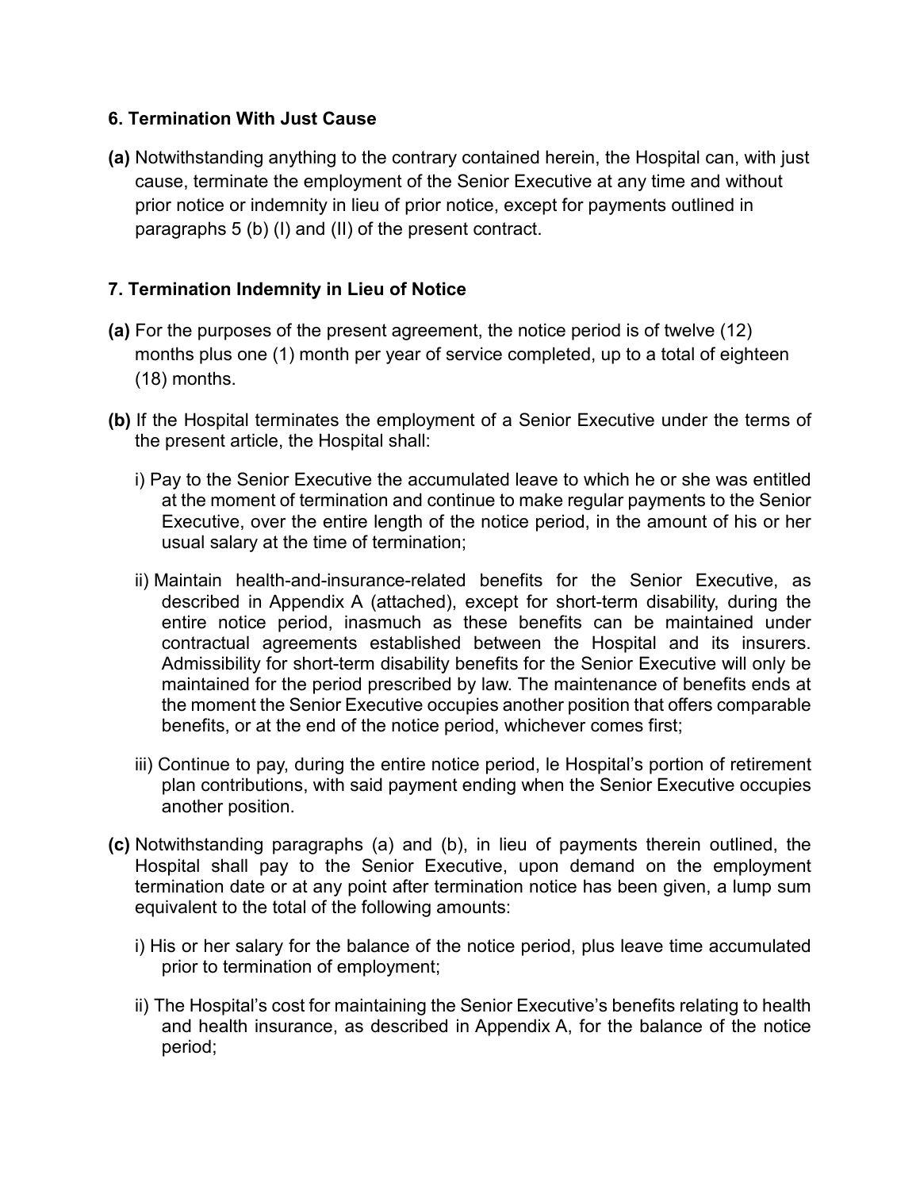### 6. Termination With Just Cause

**(a)** Notwithstanding anything to the contrary contained herein, the Hospital can, with just cause, terminate the employment of the Senior Executive at any time and without prior notice or indemnity in lieu of prior notice, except for payments outlined in paragraphs 5 (b) (I) and (II) of the present contract.

### 7. Termination Indemnity in Lieu of Notice

**(a)** For the purposes of the present agreement, the notice period is of twelve (12) months plus one (1) month per year of service completed, up to a total of eighteen (18) months.

**(b)** If the Hospital terminates the employment of a Senior Executive under the terms of the present article, the Hospital shall:

i) Pay to the Senior Executive the accumulated leave to which he or she was entitled at the moment of termination and continue to make regular payments to the Senior Executive, over the entire length of the notice period, in the amount of his or her usual salary at the time of termination;

ii) Maintain health-and-insurance-related benefits for the Senior Executive, as described in Appendix A (attached), except for short-term disability, during the entire notice period, inasmuch as these benefits can be maintained under contractual agreements established between the Hospital and its insurers. Admissibility for short-term disability benefits for the Senior Executive will only be maintained for the period prescribed by law. The maintenance of benefits ends at the moment the Senior Executive occupies another position that offers comparable benefits, or at the end of the notice period, whichever comes first;

iii) Continue to pay, during the entire notice period, le Hospital's portion of retirement plan contributions, with said payment ending when the Senior Executive occupies another position.

**(c)** Notwithstanding paragraphs (a) and (b), in lieu of payments therein outlined, the Hospital shall pay to the Senior Executive, upon demand on the employment termination date or at any point after termination notice has been given, a lump sum equivalent to the total of the following amounts:

i) His or her salary for the balance of the notice period, plus leave time accumulated prior to termination of employment;

ii) The Hospital's cost for maintaining the Senior Executive's benefits relating to health and health insurance, as described in Appendix A, for the balance of the notice period;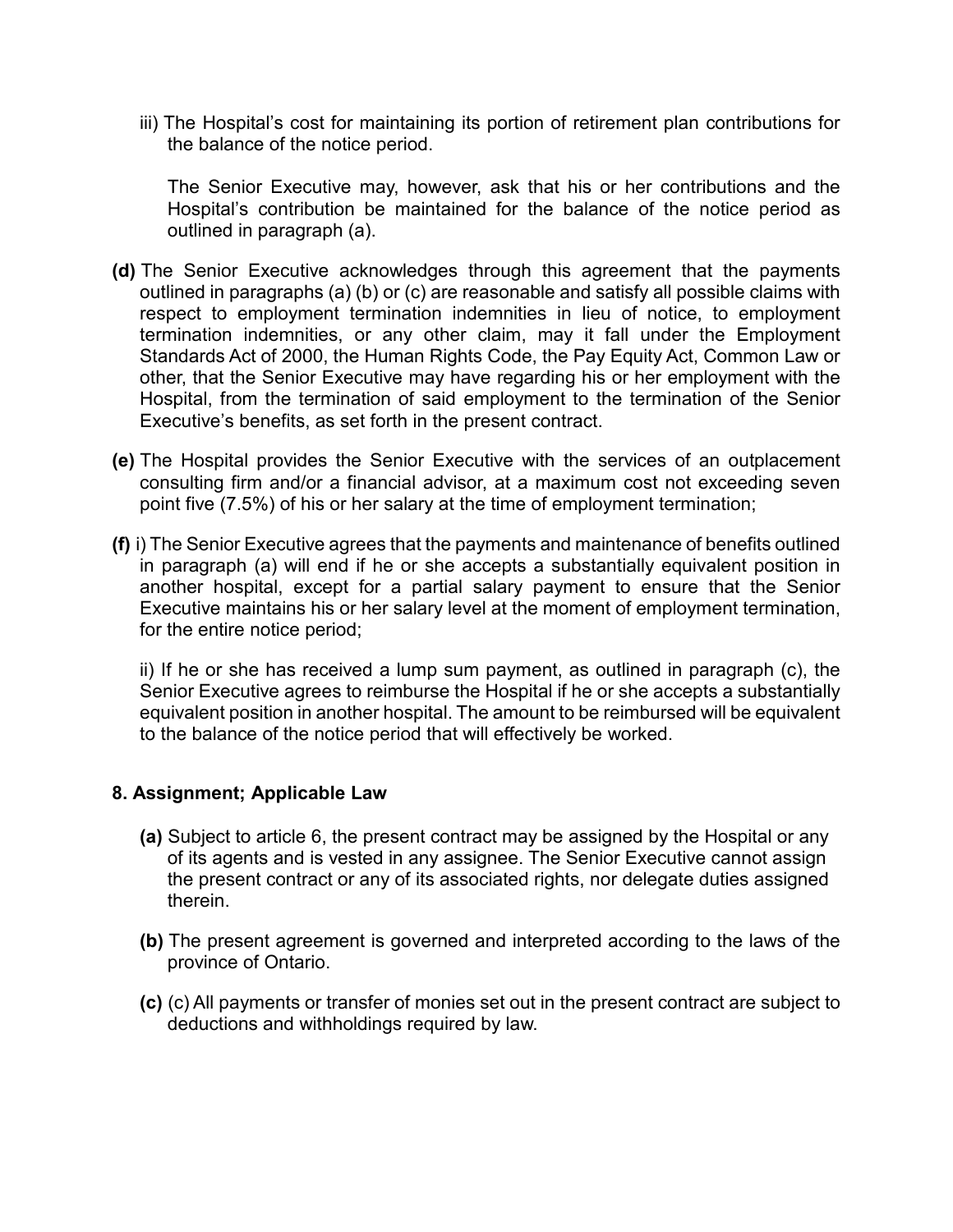iii) The Hospital's cost for maintaining its portion of retirement plan contributions for the balance of the notice period.

The Senior Executive may, however, ask that his or her contributions and the Hospital's contribution be maintained for the balance of the notice period as outlined in paragraph (a).

**(d)** The Senior Executive acknowledges through this agreement that the payments outlined in paragraphs (a) (b) or (c) are reasonable and satisfy all possible claims with respect to employment termination indemnities in lieu of notice, to employment termination indemnities, or any other claim, may it fall under the Employment Standards Act of 2000, the Human Rights Code, the Pay Equity Act, Common Law or other, that the Senior Executive may have regarding his or her employment with the Hospital, from the termination of said employment to the termination of the Senior Executive's benefits, as set forth in the present contract.

**(e)** The Hospital provides the Senior Executive with the services of an outplacement consulting firm and/or a financial advisor, at a maximum cost not exceeding seven point five (7.5%) of his or her salary at the time of employment termination;

**(f)** i) The Senior Executive agrees that the payments and maintenance of benefits outlined in paragraph (a) will end if he or she accepts a substantially equivalent position in another hospital, except for a partial salary payment to ensure that the Senior Executive maintains his or her salary level at the moment of employment termination, for the entire notice period;

ii) If he or she has received a lump sum payment, as outlined in paragraph (c), the Senior Executive agrees to reimburse the Hospital if he or she accepts a substantially equivalent position in another hospital. The amount to be reimbursed will be equivalent to the balance of the notice period that will effectively be worked.

## 8. Assignment; Applicable Law

**(a)** Subject to article 6, the present contract may be assigned by the Hospital or any of its agents and is vested in any assignee. The Senior Executive cannot assign the present contract or any of its associated rights, nor delegate duties assigned therein.

**(b)** The present agreement is governed and interpreted according to the laws of the province of Ontario.

**(c)** (c) All payments or transfer of monies set out in the present contract are subject to deductions and withholdings required by law.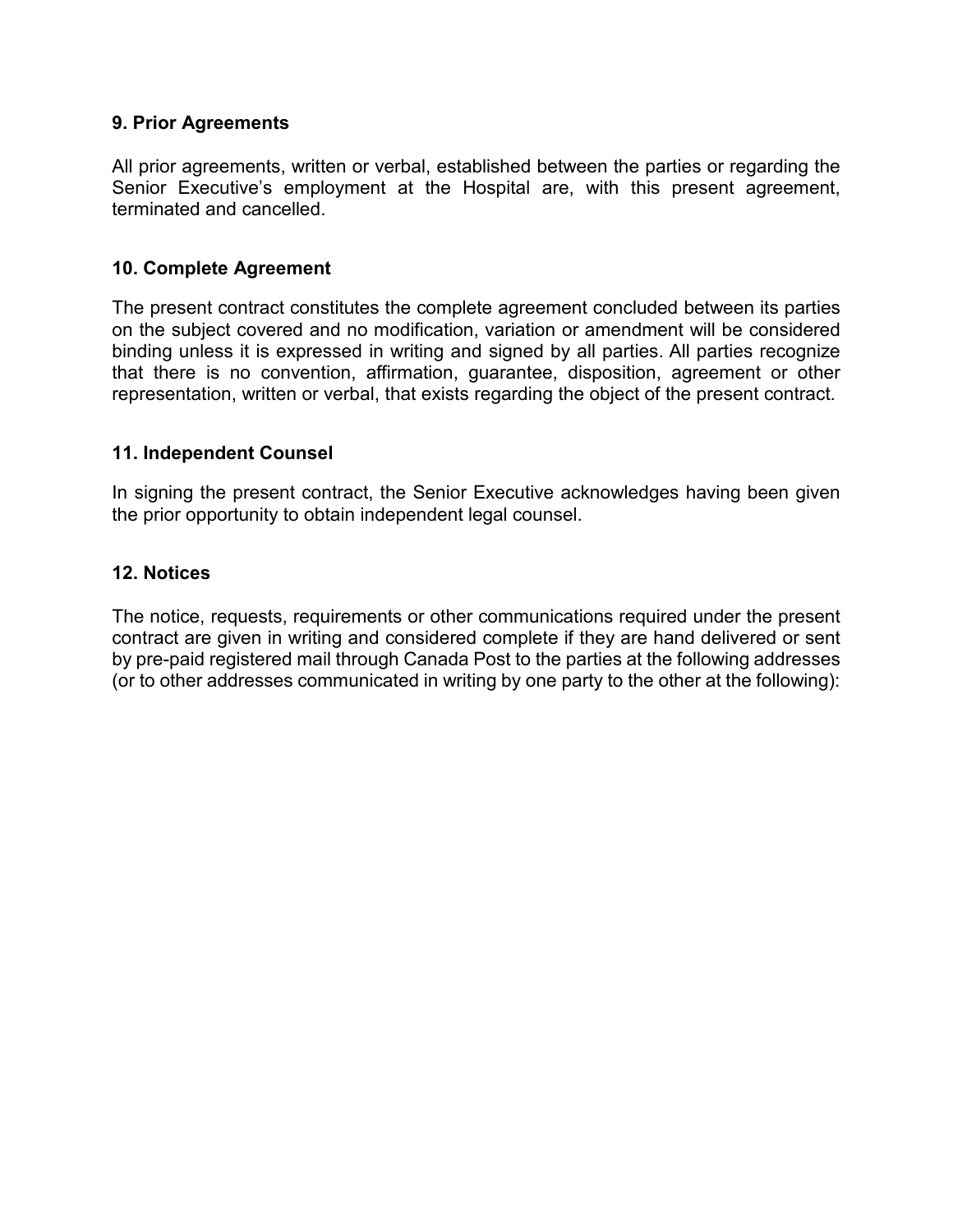**9. Prior Agreements**

All prior agreements, written or verbal, established between the parties or regarding the Senior Executive's employment at the Hospital are, with this present agreement, terminated and cancelled.

**10. Complete Agreement**

The present contract constitutes the complete agreement concluded between its parties on the subject covered and no modification, variation or amendment will be considered binding unless it is expressed in writing and signed by all parties. All parties recognize that there is no convention, affirmation, guarantee, disposition, agreement or other representation, written or verbal, that exists regarding the object of the present contract.

**11. Independent Counsel**

In signing the present contract, the Senior Executive acknowledges having been given the prior opportunity to obtain independent legal counsel.

**12. Notices**

The notice, requests, requirements or other communications required under the present contract are given in writing and considered complete if they are hand delivered or sent by pre-paid registered mail through Canada Post to the parties at the following addresses (or to other addresses communicated in writing by one party to the other at the following):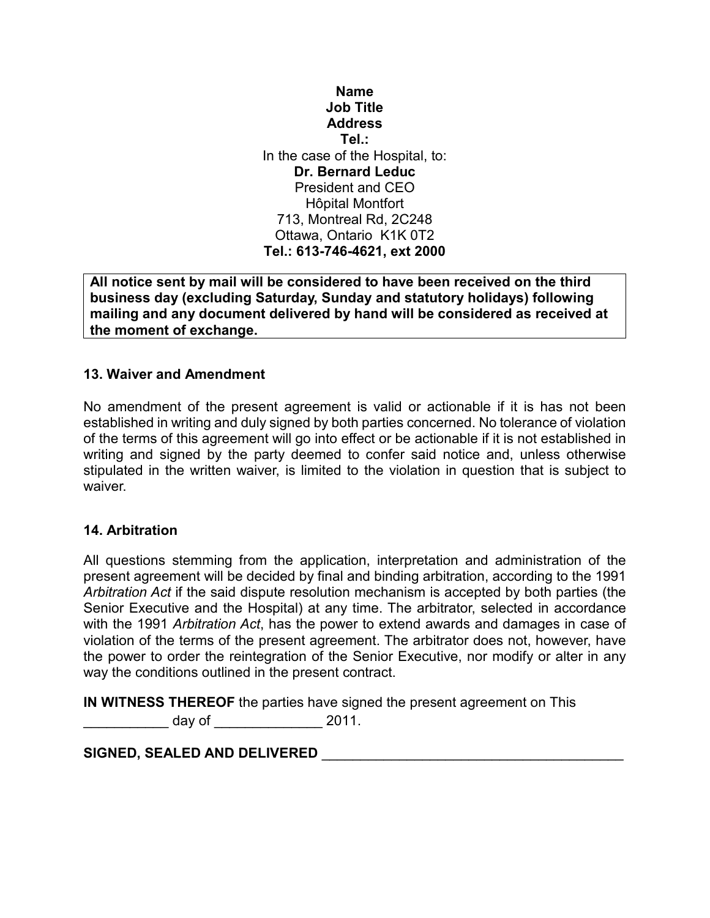**Name**
**Job Title**
**Address**
**Tel.:**

In the case of the Hospital, to:
**Dr. Bernard Leduc**
President and CEO
Hôpital Montfort
713, Montreal Rd, 2C248
Ottawa, Ontario K1K 0T2
**Tel.: 613-746-4621, ext 2000**

**All notice sent by mail will be considered to have been received on the third business day (excluding Saturday, Sunday and statutory holidays) following mailing and any document delivered by hand will be considered as received at the moment of exchange.**

### 13. Waiver and Amendment

No amendment of the present agreement is valid or actionable if it is has not been established in writing and duly signed by both parties concerned. No tolerance of violation of the terms of this agreement will go into effect or be actionable if it is not established in writing and signed by the party deemed to confer said notice and, unless otherwise stipulated in the written waiver, is limited to the violation in question that is subject to waiver.

### 14. Arbitration

All questions stemming from the application, interpretation and administration of the present agreement will be decided by final and binding arbitration, according to the 1991 *Arbitration Act* if the said dispute resolution mechanism is accepted by both parties (the Senior Executive and the Hospital) at any time. The arbitrator, selected in accordance with the 1991 *Arbitration Act*, has the power to extend awards and damages in case of violation of the terms of the present agreement. The arbitrator does not, however, have the power to order the reintegration of the Senior Executive, nor modify or alter in any way the conditions outlined in the present contract.

**IN WITNESS THEREOF** the parties have signed the present agreement on This ___________ day of ______________ 2011.

**SIGNED, SEALED AND DELIVERED** _______________________________________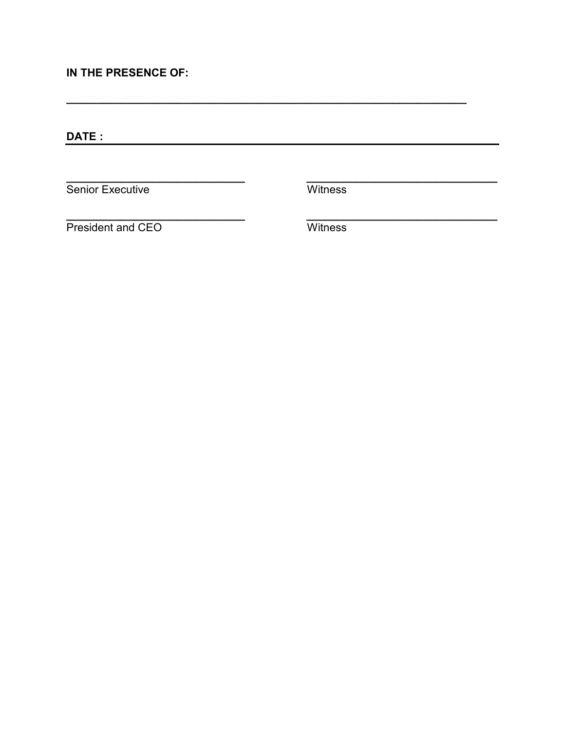**IN THE PRESENCE OF:**

\_\_\_\_\_\_\_\_\_\_\_\_\_\_\_\_\_\_\_\_\_\_\_\_\_\_\_\_\_\_\_\_\_\_\_\_\_\_\_\_\_\_\_\_\_\_\_\_\_\_\_\_\_\_\_\_\_\_\_\_

**DATE :** \_\_\_\_\_\_\_\_\_\_\_\_\_\_\_\_\_\_\_\_\_\_\_\_\_\_\_\_\_\_\_\_\_\_\_\_\_\_\_\_\_\_\_\_\_\_\_\_\_\_\_\_\_\_

| | |
|---|---|
| \_\_\_\_\_\_\_\_\_\_\_\_\_\_\_\_\_\_\_\_\_\_\_\_\_\_\_\_ | \_\_\_\_\_\_\_\_\_\_\_\_\_\_\_\_\_\_\_\_\_\_\_\_\_\_\_\_\_\_ |
| Senior Executive | Witness |
| \_\_\_\_\_\_\_\_\_\_\_\_\_\_\_\_\_\_\_\_\_\_\_\_\_\_\_\_ | \_\_\_\_\_\_\_\_\_\_\_\_\_\_\_\_\_\_\_\_\_\_\_\_\_\_\_\_\_\_ |
| President and CEO | Witness |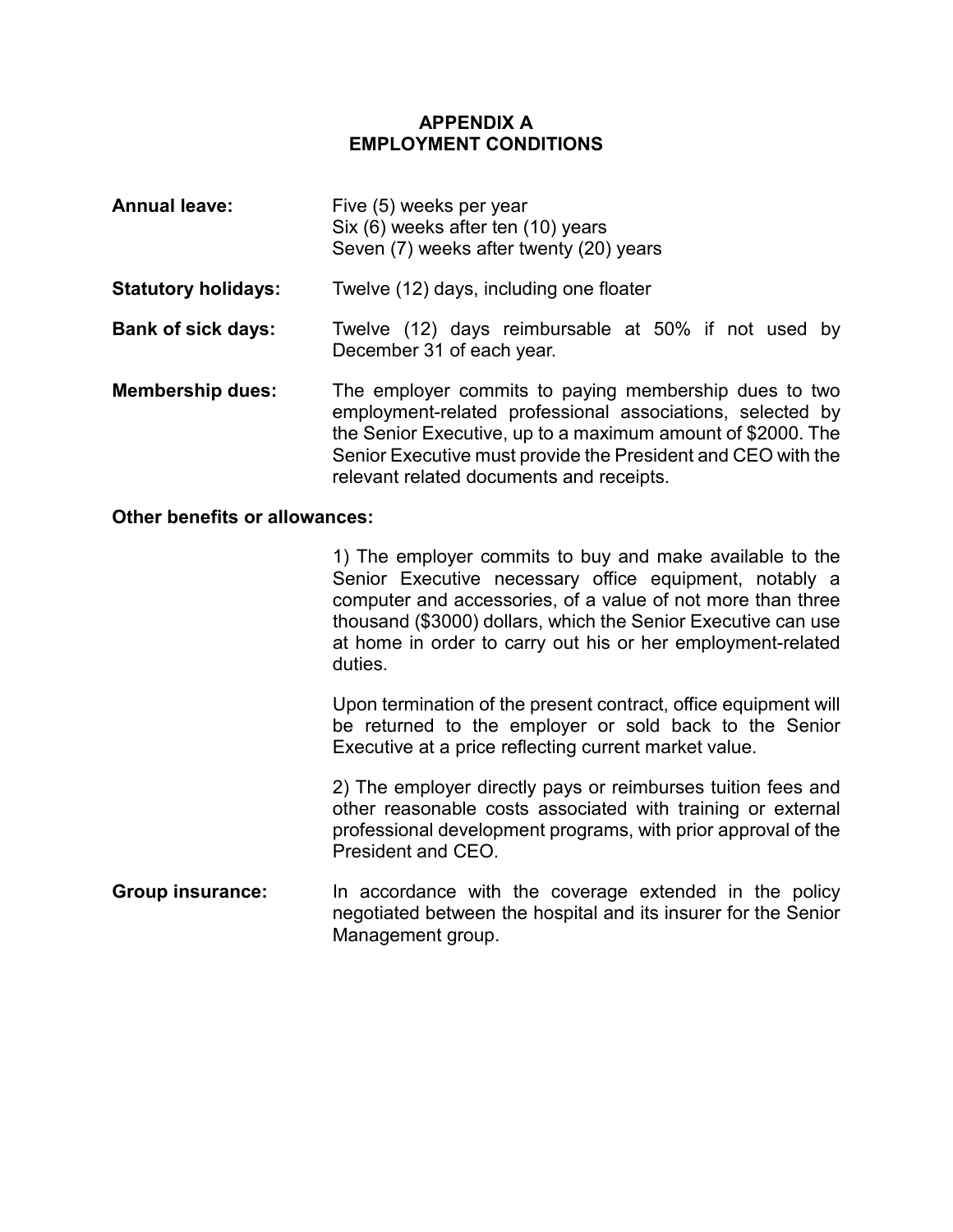# APPENDIX A
# EMPLOYMENT CONDITIONS

**Annual leave:** Five (5) weeks per year
Six (6) weeks after ten (10) years
Seven (7) weeks after twenty (20) years

**Statutory holidays:** Twelve (12) days, including one floater

**Bank of sick days:** Twelve (12) days reimbursable at 50% if not used by December 31 of each year.

**Membership dues:** The employer commits to paying membership dues to two employment-related professional associations, selected by the Senior Executive, up to a maximum amount of $2000. The Senior Executive must provide the President and CEO with the relevant related documents and receipts.

**Other benefits or allowances:**

1) The employer commits to buy and make available to the Senior Executive necessary office equipment, notably a computer and accessories, of a value of not more than three thousand ($3000) dollars, which the Senior Executive can use at home in order to carry out his or her employment-related duties.

Upon termination of the present contract, office equipment will be returned to the employer or sold back to the Senior Executive at a price reflecting current market value.

2) The employer directly pays or reimburses tuition fees and other reasonable costs associated with training or external professional development programs, with prior approval of the President and CEO.

**Group insurance:** In accordance with the coverage extended in the policy negotiated between the hospital and its insurer for the Senior Management group.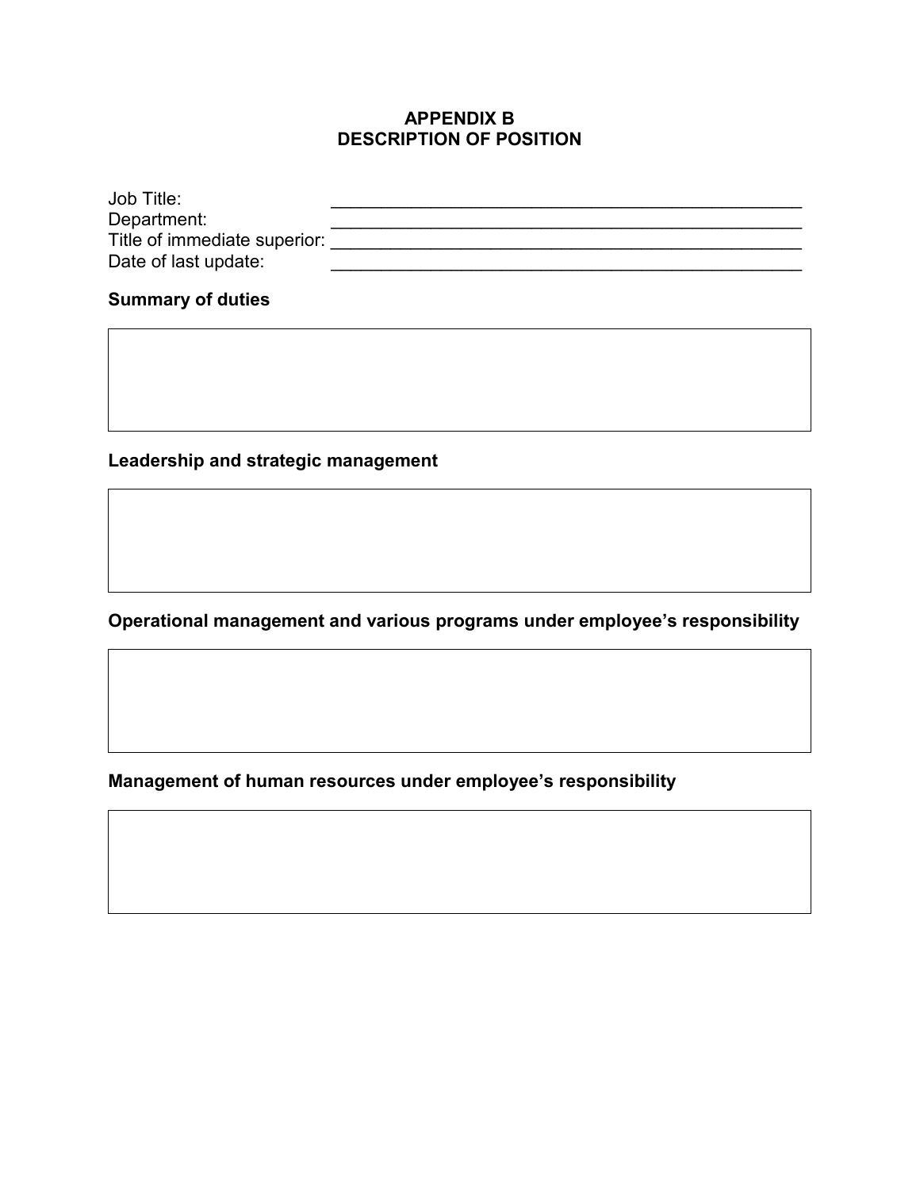# APPENDIX B
# DESCRIPTION OF POSITION

Job Title: ________________________________________________

Department: ________________________________________________

Title of immediate superior: ________________________________________________

Date of last update: ________________________________________________

### Summary of duties

|  |
| --- |
|  |

### Leadership and strategic management

|  |
| --- |
|  |

### Operational management and various programs under employee's responsibility

|  |
| --- |
|  |

### Management of human resources under employee's responsibility

|  |
| --- |
|  |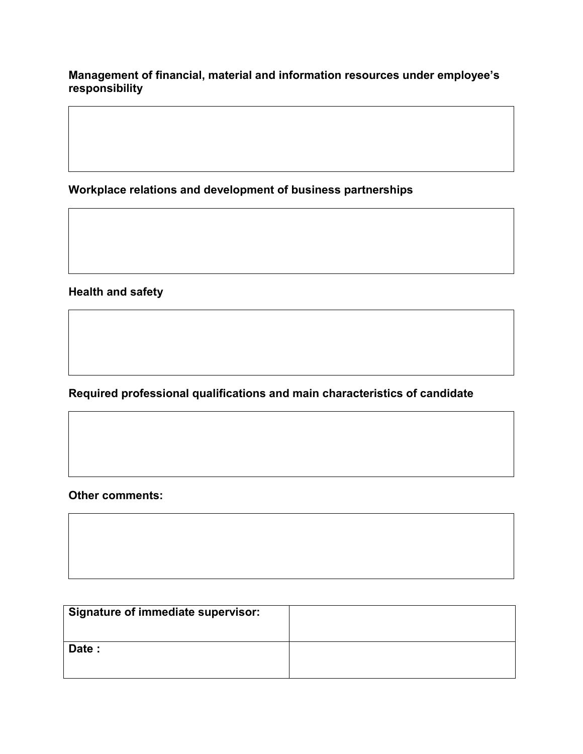**Management of financial, material and information resources under employee's responsibility**

**Workplace relations and development of business partnerships**

**Health and safety**

**Required professional qualifications and main characteristics of candidate**

**Other comments:**

| **Signature of immediate supervisor:** | |
|---|---|
| **Date :** | |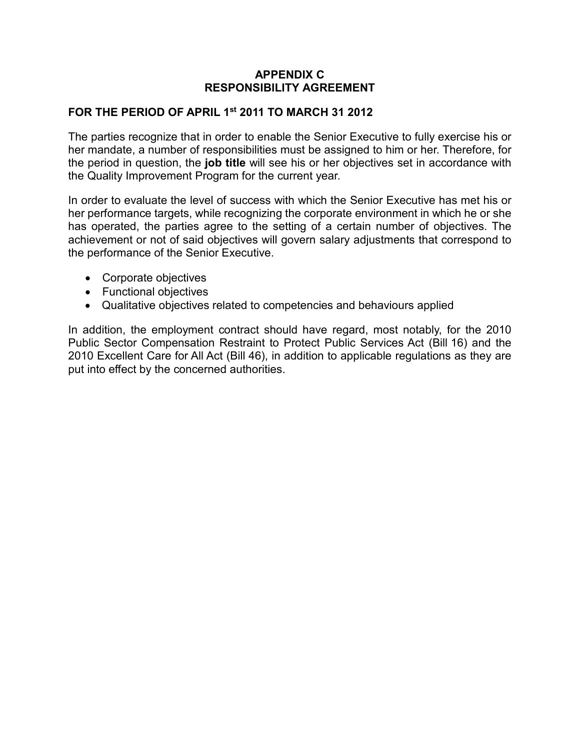# APPENDIX C
# RESPONSIBILITY AGREEMENT

## FOR THE PERIOD OF APRIL 1st 2011 TO MARCH 31 2012

The parties recognize that in order to enable the Senior Executive to fully exercise his or her mandate, a number of responsibilities must be assigned to him or her. Therefore, for the period in question, the **job title** will see his or her objectives set in accordance with the Quality Improvement Program for the current year.

In order to evaluate the level of success with which the Senior Executive has met his or her performance targets, while recognizing the corporate environment in which he or she has operated, the parties agree to the setting of a certain number of objectives. The achievement or not of said objectives will govern salary adjustments that correspond to the performance of the Senior Executive.

- Corporate objectives
- Functional objectives
- Qualitative objectives related to competencies and behaviours applied

In addition, the employment contract should have regard, most notably, for the 2010 Public Sector Compensation Restraint to Protect Public Services Act (Bill 16) and the 2010 Excellent Care for All Act (Bill 46), in addition to applicable regulations as they are put into effect by the concerned authorities.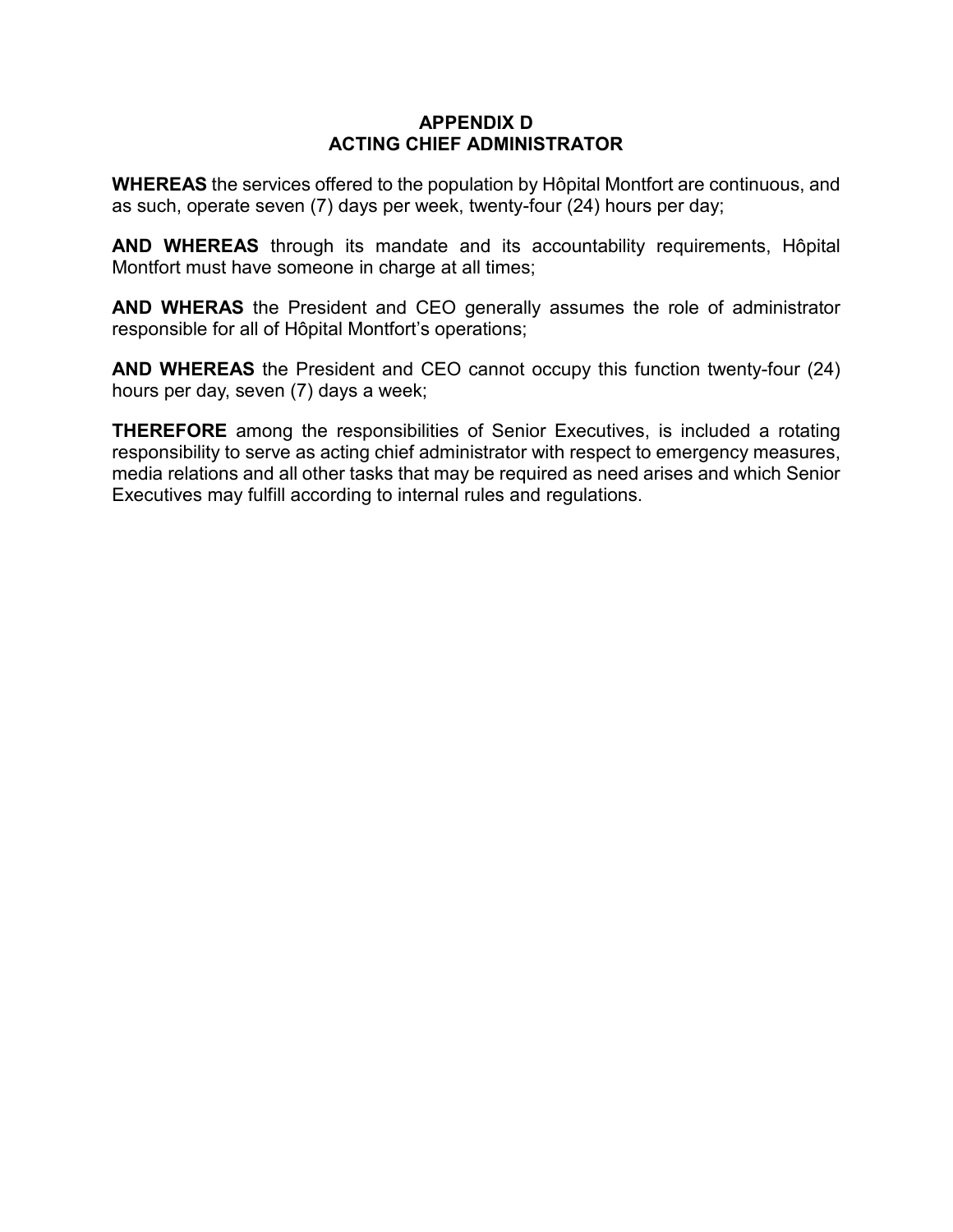## APPENDIX D
## ACTING CHIEF ADMINISTRATOR

**WHEREAS** the services offered to the population by Hôpital Montfort are continuous, and as such, operate seven (7) days per week, twenty-four (24) hours per day;

**AND WHEREAS** through its mandate and its accountability requirements, Hôpital Montfort must have someone in charge at all times;

**AND WHERAS** the President and CEO generally assumes the role of administrator responsible for all of Hôpital Montfort's operations;

**AND WHEREAS** the President and CEO cannot occupy this function twenty-four (24) hours per day, seven (7) days a week;

**THEREFORE** among the responsibilities of Senior Executives, is included a rotating responsibility to serve as acting chief administrator with respect to emergency measures, media relations and all other tasks that may be required as need arises and which Senior Executives may fulfill according to internal rules and regulations.